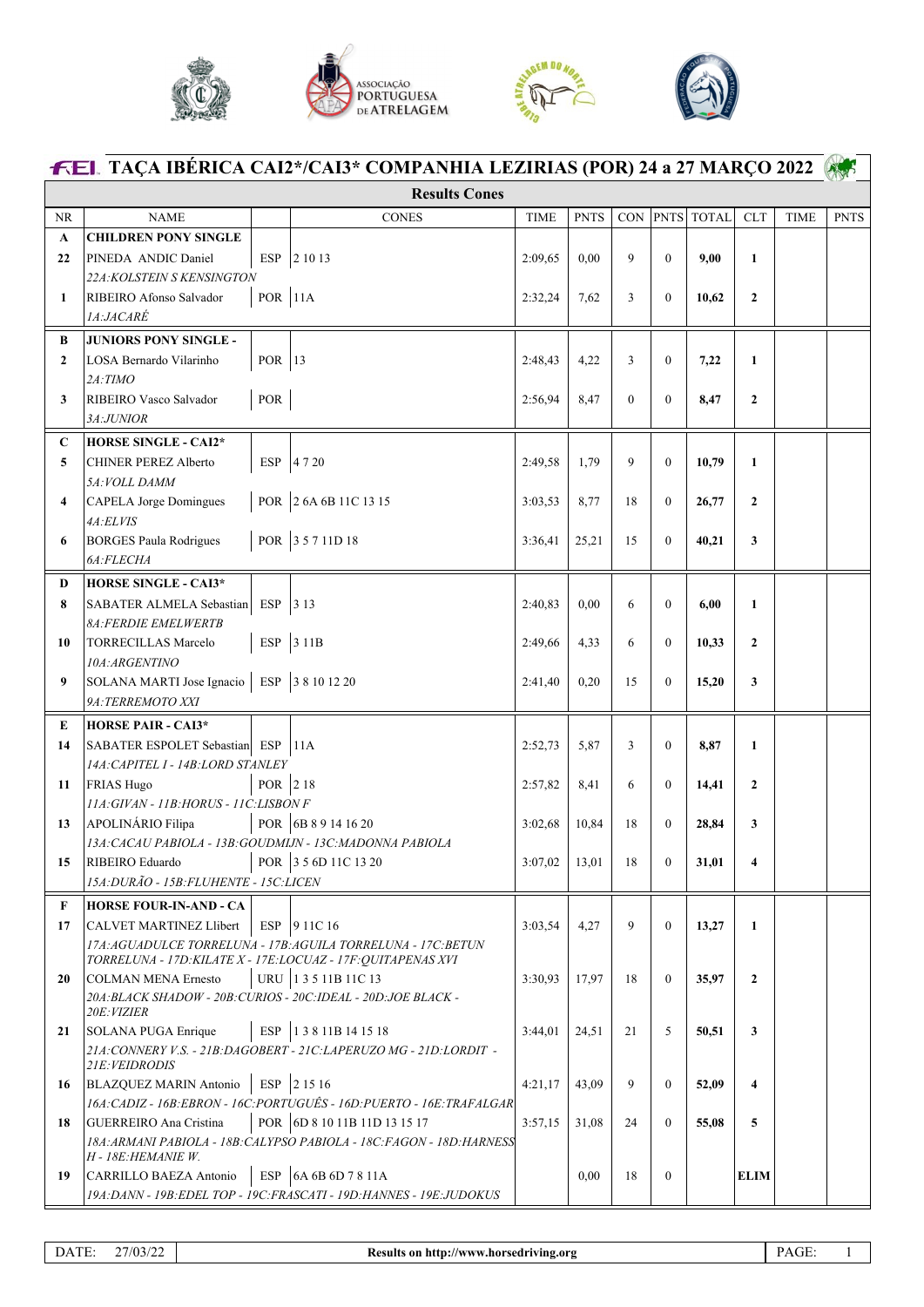# TAÇA IBÉRICA CAI2*/CAI3* COMPANHIA LEZIRIAS (POR) 24 a 27 MARÇO 2022

## Results Cones

| NR | NAME | | CONES | TIME | PNTS | CON | PNTS | TOTAL | CLT | TIME | PNTS |
|---|---|---|---|---|---|---|---|---|---|---|---|
| **A** | **CHILDREN PONY SINGLE** | | | | | | | | | | |
| **22** | PINEDA ANDIC Daniel | ESP | 2 10 13 | 2:09,65 | 0,00 | 9 | 0 | **9,00** | **1** | | |
| | *22A:KOLSTEIN S KENSINGTON* | | | | | | | | | | |
| **1** | RIBEIRO Afonso Salvador | POR | 11A | 2:32,24 | 7,62 | 3 | 0 | **10,62** | **2** | | |
| | *1A:JACARÉ* | | | | | | | | | | |
| **B** | **JUNIORS PONY SINGLE -** | | | | | | | | | | |
| **2** | LOSA Bernardo Vilarinho | POR | 13 | 2:48,43 | 4,22 | 3 | 0 | **7,22** | **1** | | |
| | *2A:TIMO* | | | | | | | | | | |
| **3** | RIBEIRO Vasco Salvador | POR | | 2:56,94 | 8,47 | 0 | 0 | **8,47** | **2** | | |
| | *3A:JUNIOR* | | | | | | | | | | |
| **C** | **HORSE SINGLE - CAI2*** | | | | | | | | | | |
| **5** | CHINER PEREZ Alberto | ESP | 4 7 20 | 2:49,58 | 1,79 | 9 | 0 | **10,79** | **1** | | |
| | *5A:VOLL DAMM* | | | | | | | | | | |
| **4** | CAPELA Jorge Domingues | POR | 2 6A 6B 11C 13 15 | 3:03,53 | 8,77 | 18 | 0 | **26,77** | **2** | | |
| | *4A:ELVIS* | | | | | | | | | | |
| **6** | BORGES Paula Rodrigues | POR | 3 5 7 11D 18 | 3:36,41 | 25,21 | 15 | 0 | **40,21** | **3** | | |
| | *6A:FLECHA* | | | | | | | | | | |
| **D** | **HORSE SINGLE - CAI3*** | | | | | | | | | | |
| **8** | SABATER ALMELA Sebastian | ESP | 3 13 | 2:40,83 | 0,00 | 6 | 0 | **6,00** | **1** | | |
| | *8A:FERDIE EMELWERTB* | | | | | | | | | | |
| **10** | TORRECILLAS Marcelo | ESP | 3 11B | 2:49,66 | 4,33 | 6 | 0 | **10,33** | **2** | | |
| | *10A:ARGENTINO* | | | | | | | | | | |
| **9** | SOLANA MARTI Jose Ignacio | ESP | 3 8 10 12 20 | 2:41,40 | 0,20 | 15 | 0 | **15,20** | **3** | | |
| | *9A:TERREMOTO XXI* | | | | | | | | | | |
| **E** | **HORSE PAIR - CAI3*** | | | | | | | | | | |
| **14** | SABATER ESPOLET Sebastian | ESP | 11A | 2:52,73 | 5,87 | 3 | 0 | **8,87** | **1** | | |
| | *14A:CAPITEL I - 14B:LORD STANLEY* | | | | | | | | | | |
| **11** | FRIAS Hugo | POR | 2 18 | 2:57,82 | 8,41 | 6 | 0 | **14,41** | **2** | | |
| | *11A:GIVAN - 11B:HORUS - 11C:LISBON F* | | | | | | | | | | |
| **13** | APOLINÁRIO Filipa | POR | 6B 8 9 14 16 20 | 3:02,68 | 10,84 | 18 | 0 | **28,84** | **3** | | |
| | *13A:CACAU PABIOLA - 13B:GOUDMIJN - 13C:MADONNA PABIOLA* | | | | | | | | | | |
| **15** | RIBEIRO Eduardo | POR | 3 5 6D 11C 13 20 | 3:07,02 | 13,01 | 18 | 0 | **31,01** | **4** | | |
| | *15A:DURÃO - 15B:FLUHENTE - 15C:LICEN* | | | | | | | | | | |
| **F** | **HORSE FOUR-IN-AND - CA** | | | | | | | | | | |
| **17** | CALVET MARTINEZ Llibert | ESP | 9 11C 16 | 3:03,54 | 4,27 | 9 | 0 | **13,27** | **1** | | |
| | *17A:AGUADULCE TORRELUNA - 17B:AGUILA TORRELUNA - 17C:BETUN TORRELUNA - 17D:KILATE X - 17E:LOCUAZ - 17F:QUITAPENAS XVI* | | | | | | | | | | |
| **20** | COLMAN MENA Ernesto | URU | 1 3 5 11B 11C 13 | 3:30,93 | 17,97 | 18 | 0 | **35,97** | **2** | | |
| | *20A:BLACK SHADOW - 20B:CURIOS - 20C:IDEAL - 20D:JOE BLACK - 20E:VIZIER* | | | | | | | | | | |
| **21** | SOLANA PUGA Enrique | ESP | 1 3 8 11B 14 15 18 | 3:44,01 | 24,51 | 21 | 5 | **50,51** | **3** | | |
| | *21A:CONNERY V.S. - 21B:DAGOBERT - 21C:LAPERUZO MG - 21D:LORDIT - 21E:VEIDRODIS* | | | | | | | | | | |
| **16** | BLAZQUEZ MARIN Antonio | ESP | 2 15 16 | 4:21,17 | 43,09 | 9 | 0 | **52,09** | **4** | | |
| | *16A:CADIZ - 16B:EBRON - 16C:PORTUGUÊS - 16D:PUERTO - 16E:TRAFALGAR* | | | | | | | | | | |
| **18** | GUERREIRO Ana Cristina | POR | 6D 8 10 11B 11D 13 15 17 | 3:57,15 | 31,08 | 24 | 0 | **55,08** | **5** | | |
| | *18A:ARMANI PABIOLA - 18B:CALYPSO PABIOLA - 18C:FAGON - 18D:HARNESS H - 18E:HEMANIE W.* | | | | | | | | | | |
| **19** | CARRILLO BAEZA Antonio | ESP | 6A 6B 6D 7 8 11A | | 0,00 | 18 | 0 | | **ELIM** | | |
| | *19A:DANN - 19B:EDEL TOP - 19C:FRASCATI - 19D:HANNES - 19E:JUDOKUS* | | | | | | | | | | |

DATE: 27/03/22 | Results on http://www.horsedriving.org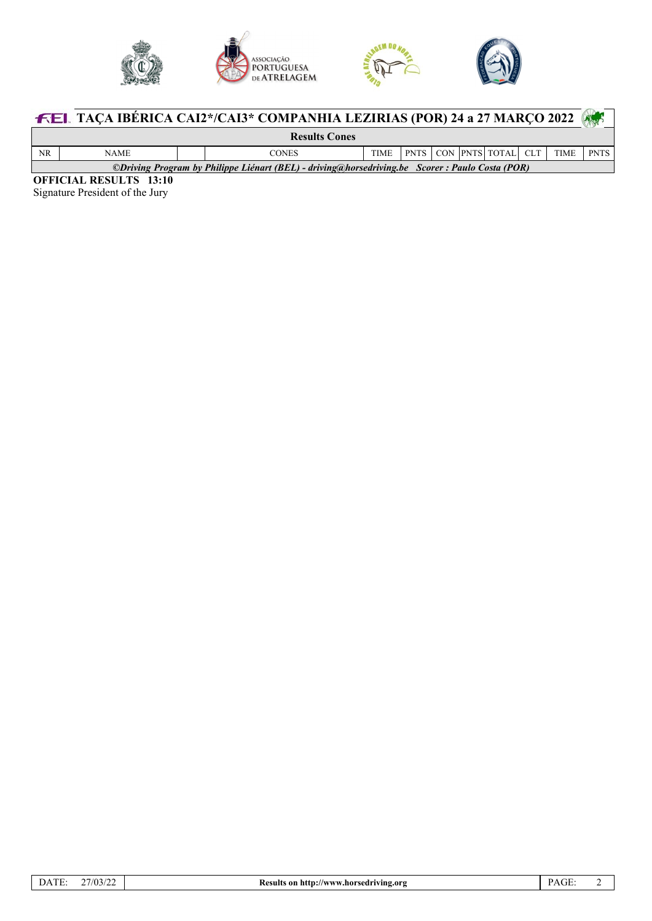# TAÇA IBÉRICA CAI2*/CAI3* COMPANHIA LEZIRIAS (POR) 24 a 27 MARÇO 2022

**Results Cones**

| NR | NAME | | CONES | TIME | PNTS | CON | PNTS | TOTAL | CLT | TIME | PNTS |
|---|---|---|---|---|---|---|---|---|---|---|---|

*©Driving Program by Philippe Liénart (BEL) - driving@horsedriving.be Scorer : Paulo Costa (POR)*

**OFFICIAL RESULTS 13:10**

Signature President of the Jury

DATE: 27/03/22 | **Results on http://www.horsedriving.org**